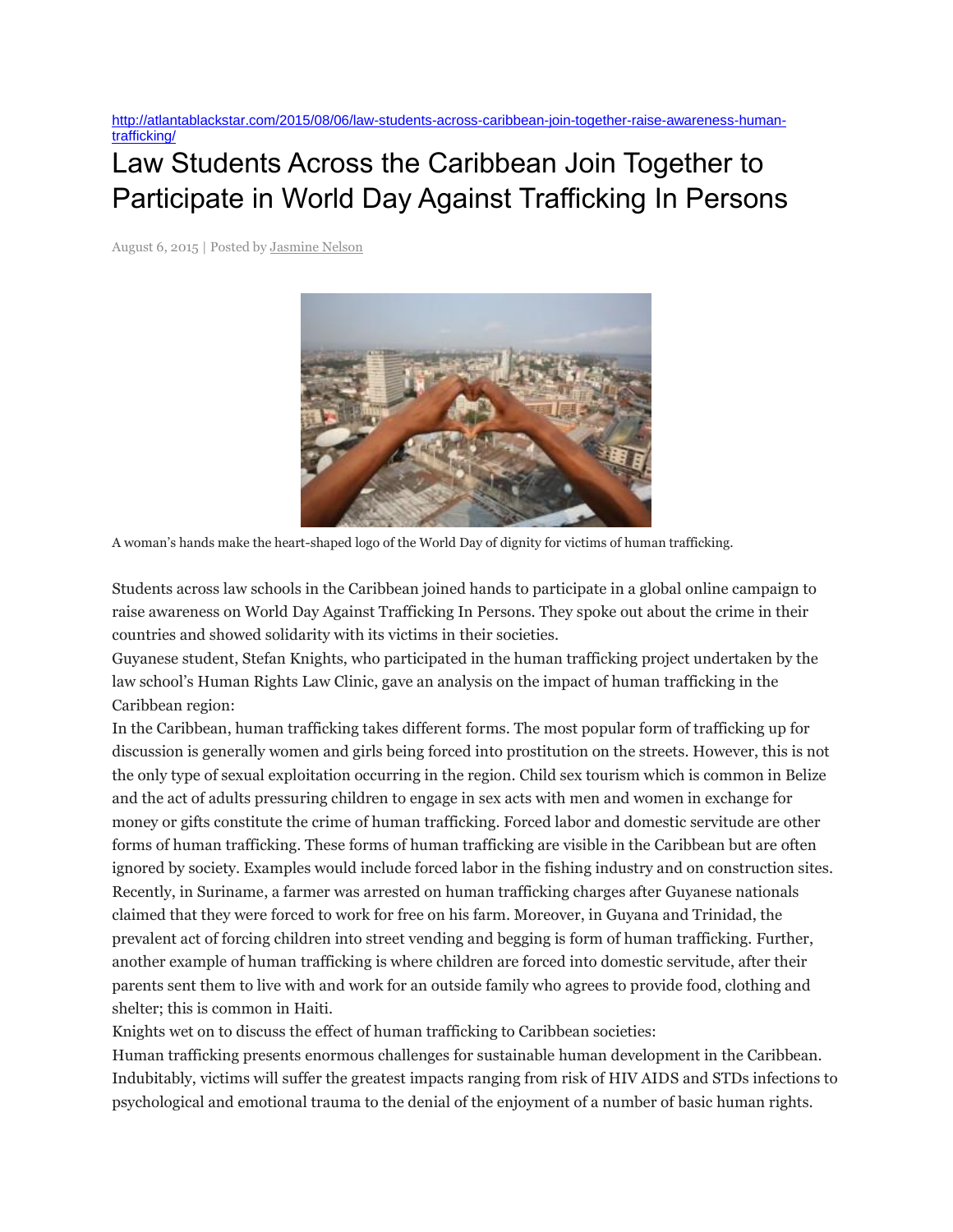http://atlantablackstar.com/2015/08/06/law-students-across-caribbean-join-together-raise-awareness-human-trafficking/

# Law Students Across the Caribbean Join Together to Participate in World Day Against Trafficking In Persons

August 6, 2015 | Posted by Jasmine Nelson

A woman's hands make the heart-shaped logo of the World Day of dignity for victims of human trafficking.

Students across law schools in the Caribbean joined hands to participate in a global online campaign to raise awareness on World Day Against Trafficking In Persons. They spoke out about the crime in their countries and showed solidarity with its victims in their societies.

Guyanese student, Stefan Knights, who participated in the human trafficking project undertaken by the law school's Human Rights Law Clinic, gave an analysis on the impact of human trafficking in the Caribbean region:

In the Caribbean, human trafficking takes different forms. The most popular form of trafficking up for discussion is generally women and girls being forced into prostitution on the streets. However, this is not the only type of sexual exploitation occurring in the region. Child sex tourism which is common in Belize and the act of adults pressuring children to engage in sex acts with men and women in exchange for money or gifts constitute the crime of human trafficking. Forced labor and domestic servitude are other forms of human trafficking. These forms of human trafficking are visible in the Caribbean but are often ignored by society. Examples would include forced labor in the fishing industry and on construction sites. Recently, in Suriname, a farmer was arrested on human trafficking charges after Guyanese nationals claimed that they were forced to work for free on his farm. Moreover, in Guyana and Trinidad, the prevalent act of forcing children into street vending and begging is form of human trafficking. Further, another example of human trafficking is where children are forced into domestic servitude, after their parents sent them to live with and work for an outside family who agrees to provide food, clothing and shelter; this is common in Haiti.

Knights wet on to discuss the effect of human trafficking to Caribbean societies:

Human trafficking presents enormous challenges for sustainable human development in the Caribbean. Indubitably, victims will suffer the greatest impacts ranging from risk of HIV AIDS and STDs infections to psychological and emotional trauma to the denial of the enjoyment of a number of basic human rights.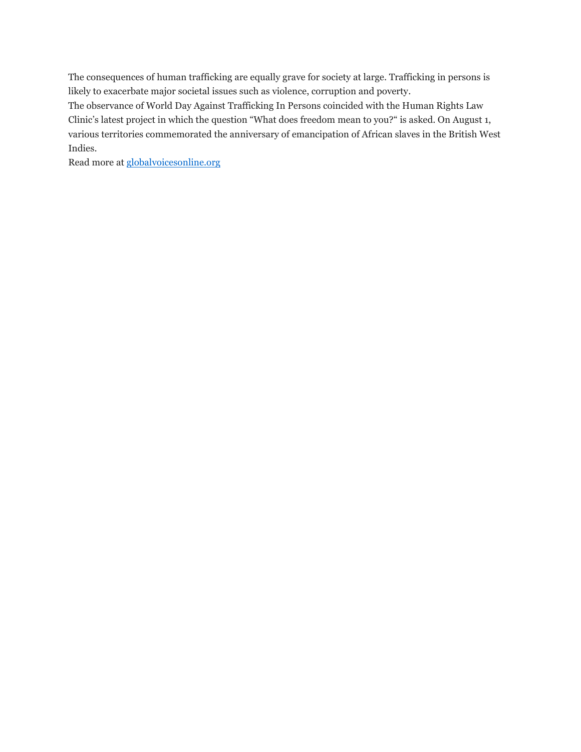The consequences of human trafficking are equally grave for society at large. Trafficking in persons is likely to exacerbate major societal issues such as violence, corruption and poverty.

The observance of World Day Against Trafficking In Persons coincided with the Human Rights Law Clinic's latest project in which the question "What does freedom mean to you?" is asked. On August 1, various territories commemorated the anniversary of emancipation of African slaves in the British West Indies.

Read more at [globalvoicesonline.org](globalvoicesonline.org)